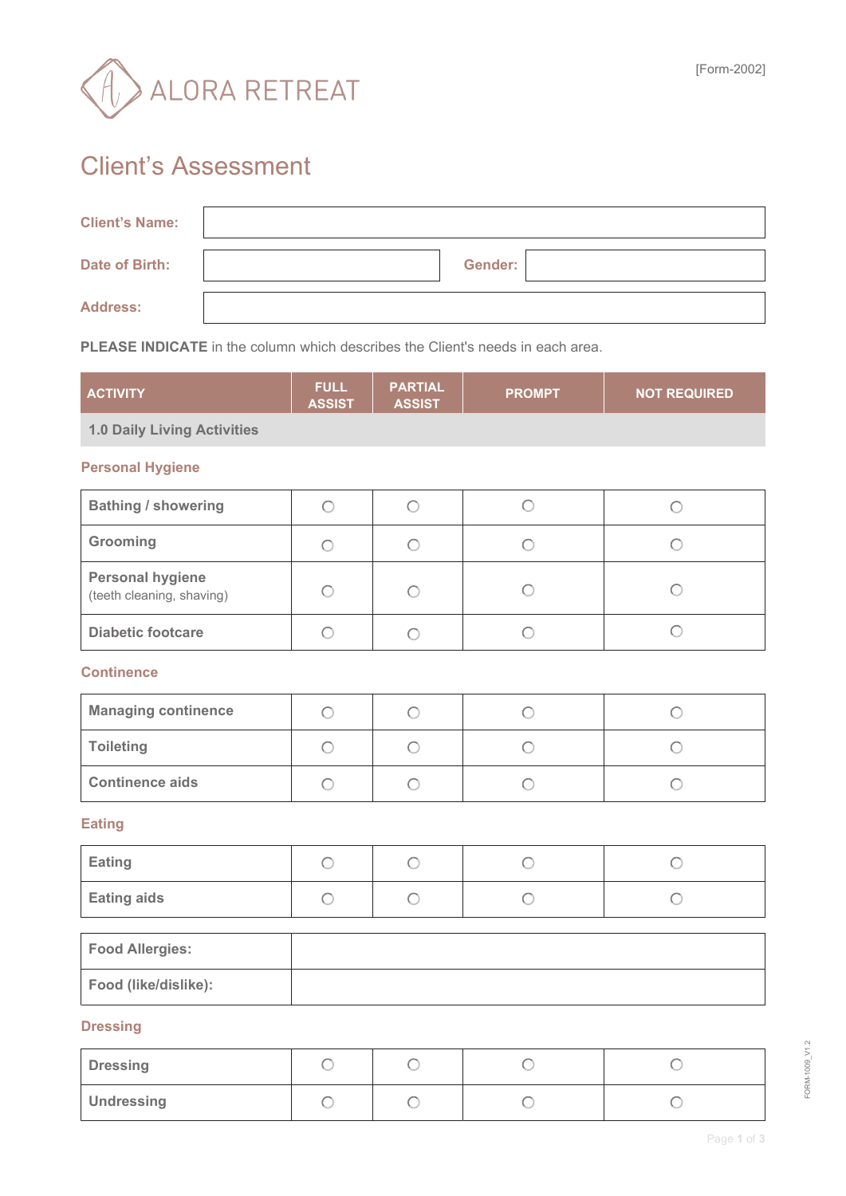ALORA RETREAT

[Form-2002]

# Client's Assessment

| | | | |
|---|---|---|---|
| **Client's Name:** | | | |
| **Date of Birth:** | | **Gender:** | |
| **Address:** | | | |

**PLEASE INDICATE** in the column which describes the Client's needs in each area.

| ACTIVITY | FULL ASSIST | PARTIAL ASSIST | PROMPT | NOT REQUIRED |
|---|---|---|---|---|
| **1.0 Daily Living Activities** | | | | |

### Personal Hygiene

| Activity | Full Assist | Partial Assist | Prompt | Not Required |
|---|---|---|---|---|
| **Bathing / showering** | ○ | ○ | ○ | ○ |
| **Grooming** | ○ | ○ | ○ | ○ |
| **Personal hygiene** (teeth cleaning, shaving) | ○ | ○ | ○ | ○ |
| **Diabetic footcare** | ○ | ○ | ○ | ○ |

### Continence

| Activity | Full Assist | Partial Assist | Prompt | Not Required |
|---|---|---|---|---|
| **Managing continence** | ○ | ○ | ○ | ○ |
| **Toileting** | ○ | ○ | ○ | ○ |
| **Continence aids** | ○ | ○ | ○ | ○ |

### Eating

| Activity | Full Assist | Partial Assist | Prompt | Not Required |
|---|---|---|---|---|
| **Eating** | ○ | ○ | ○ | ○ |
| **Eating aids** | ○ | ○ | ○ | ○ |

| | |
|---|---|
| **Food Allergies:** | |
| **Food (like/dislike):** | |

### Dressing

| Activity | Full Assist | Partial Assist | Prompt | Not Required |
|---|---|---|---|---|
| **Dressing** | ○ | ○ | ○ | ○ |
| **Undressing** | ○ | ○ | ○ | ○ |

FORM-1009_V1.2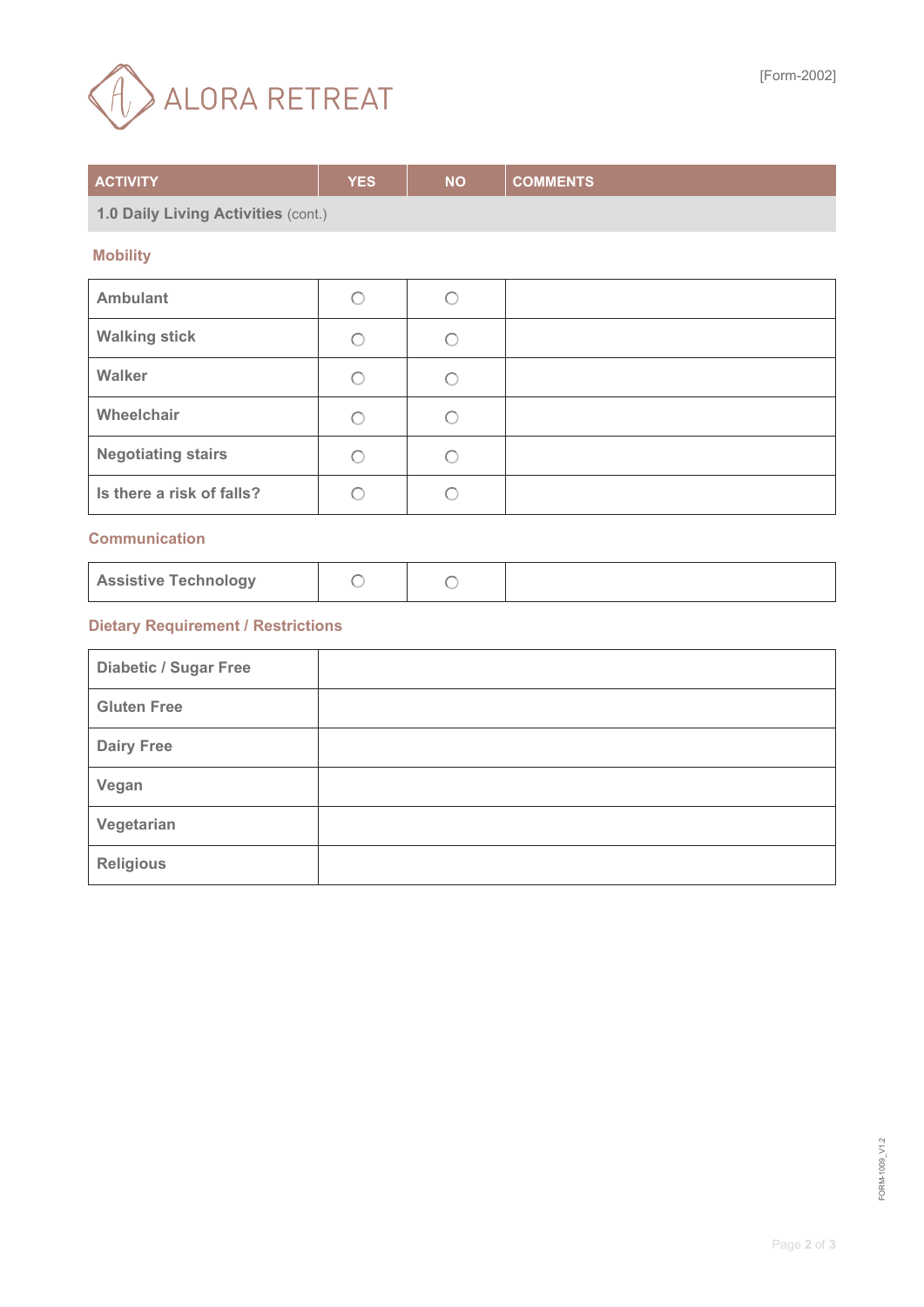ALORA RETREAT

[Form-2002]

| ACTIVITY | YES | NO | COMMENTS |
|---|---|---|---|
| **1.0 Daily Living Activities** (cont.) | | | |

**Mobility**

| | | | |
|---|---|---|---|
| Ambulant | ○ | ○ | |
| Walking stick | ○ | ○ | |
| Walker | ○ | ○ | |
| Wheelchair | ○ | ○ | |
| Negotiating stairs | ○ | ○ | |
| Is there a risk of falls? | ○ | ○ | |

**Communication**

| | | | |
|---|---|---|---|
| Assistive Technology | ○ | ○ | |

**Dietary Requirement / Restrictions**

| | |
|---|---|
| Diabetic / Sugar Free | |
| Gluten Free | |
| Dairy Free | |
| Vegan | |
| Vegetarian | |
| Religious | |

FORM-1009_V1.2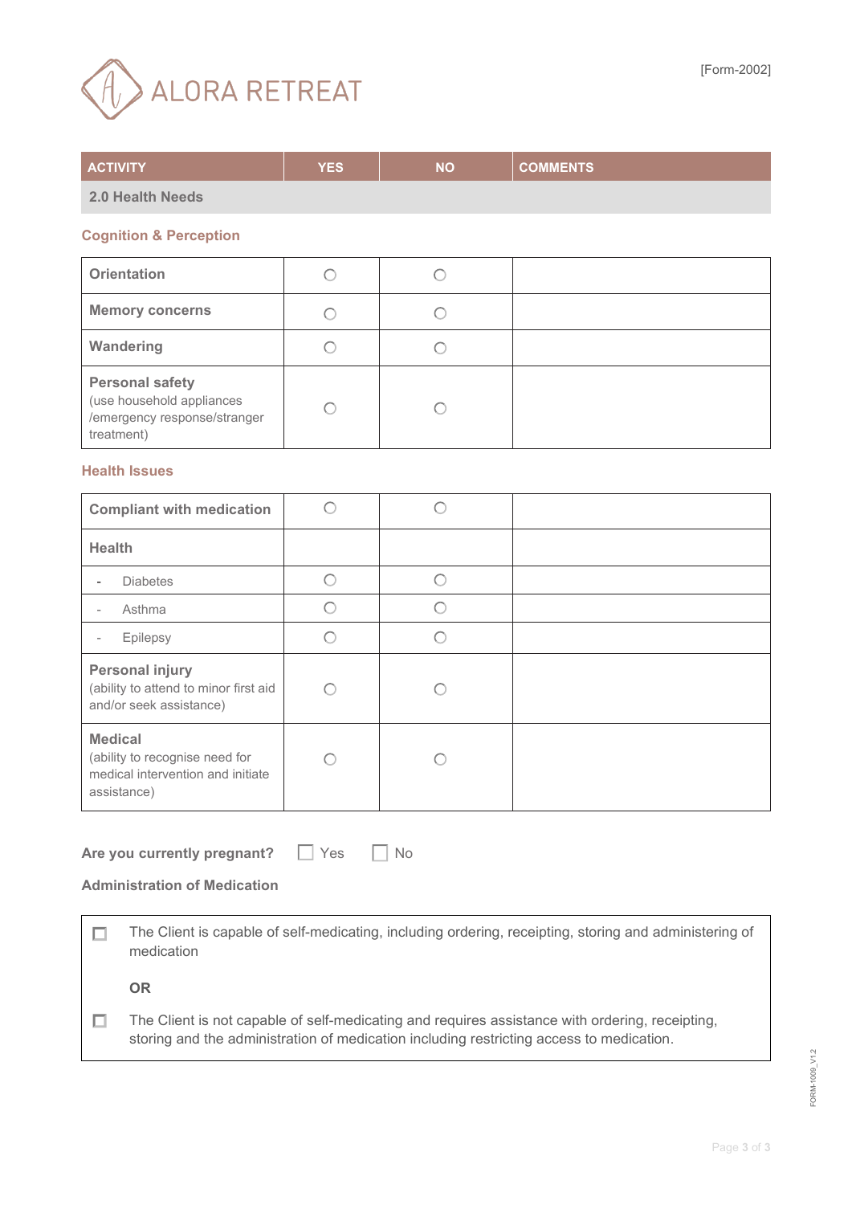ALORA RETREAT

[Form-2002]

| ACTIVITY | YES | NO | COMMENTS |
|---|---|---|---|
| **2.0 Health Needs** | | | |

### Cognition & Perception

| | | | |
|---|---|---|---|
| **Orientation** | ○ | ○ | |
| **Memory concerns** | ○ | ○ | |
| **Wandering** | ○ | ○ | |
| **Personal safety** (use household appliances /emergency response/stranger treatment) | ○ | ○ | |

### Health Issues

| | | | |
|---|---|---|---|
| **Compliant with medication** | ○ | ○ | |
| **Health** | | | |
| - Diabetes | ○ | ○ | |
| - Asthma | ○ | ○ | |
| - Epilepsy | ○ | ○ | |
| **Personal injury** (ability to attend to minor first aid and/or seek assistance) | ○ | ○ | |
| **Medical** (ability to recognise need for medical intervention and initiate assistance) | ○ | ○ | |

**Are you currently pregnant?** ☐ Yes ☐ No

**Administration of Medication**

☐ The Client is capable of self-medicating, including ordering, receipting, storing and administering of medication

**OR**

☐ The Client is not capable of self-medicating and requires assistance with ordering, receipting, storing and the administration of medication including restricting access to medication.

FORM-1009_V1.2